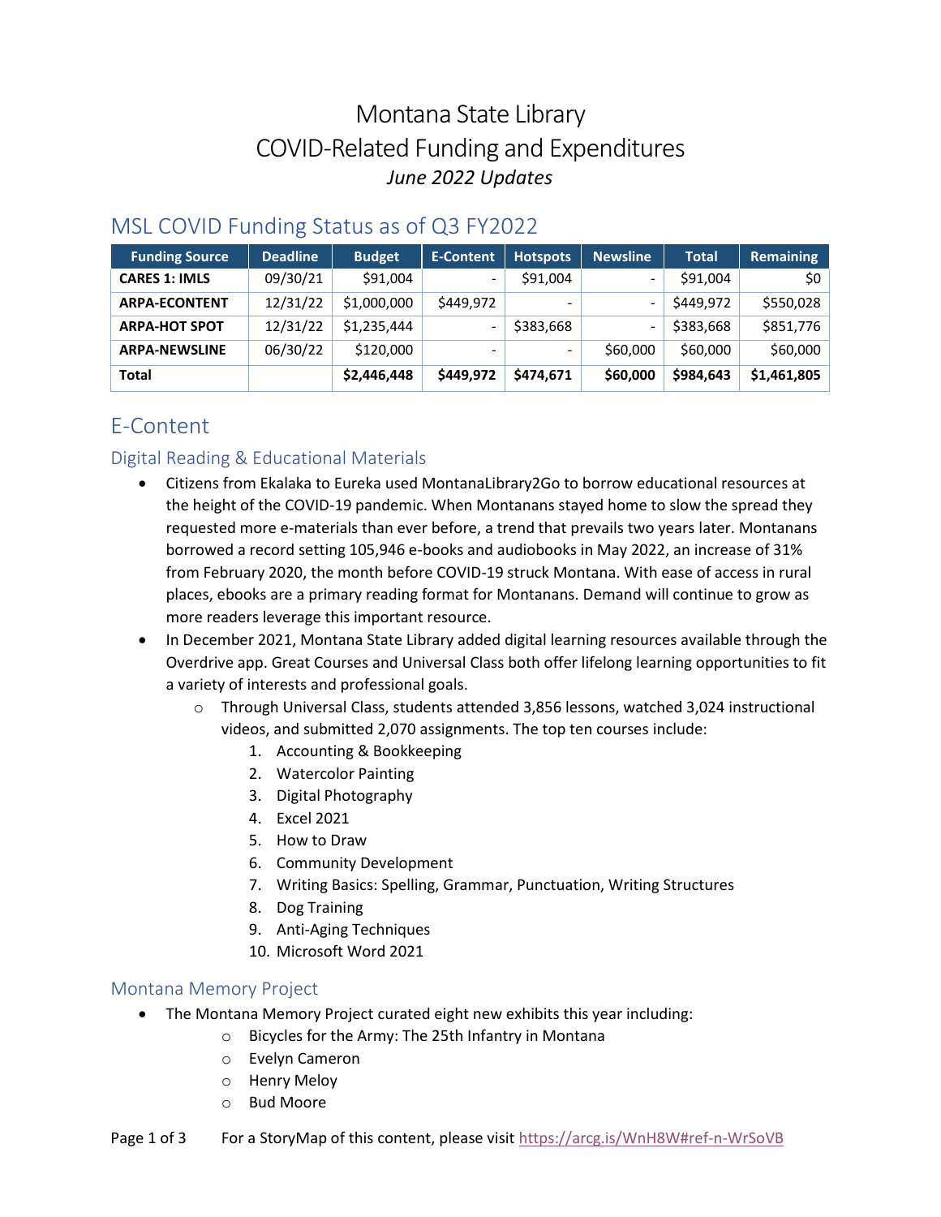# Montana State Library
# COVID-Related Funding and Expenditures
*June 2022 Updates*

## MSL COVID Funding Status as of Q3 FY2022

| Funding Source | Deadline | Budget | E-Content | Hotspots | Newsline | Total | Remaining |
|---|---|---|---|---|---|---|---|
| **CARES 1: IMLS** | 09/30/21 | $91,004 | - | $91,004 | - | $91,004 | $0 |
| **ARPA-ECONTENT** | 12/31/22 | $1,000,000 | $449,972 | - | - | $449,972 | $550,028 |
| **ARPA-HOT SPOT** | 12/31/22 | $1,235,444 | - | $383,668 | - | $383,668 | $851,776 |
| **ARPA-NEWSLINE** | 06/30/22 | $120,000 | - | - | $60,000 | $60,000 | $60,000 |
| **Total** | | **$2,446,448** | **$449,972** | **$474,671** | **$60,000** | **$984,643** | **$1,461,805** |

## E-Content

### Digital Reading & Educational Materials

- Citizens from Ekalaka to Eureka used MontanaLibrary2Go to borrow educational resources at the height of the COVID-19 pandemic. When Montanans stayed home to slow the spread they requested more e-materials than ever before, a trend that prevails two years later. Montanans borrowed a record setting 105,946 e-books and audiobooks in May 2022, an increase of 31% from February 2020, the month before COVID-19 struck Montana. With ease of access in rural places, ebooks are a primary reading format for Montanans. Demand will continue to grow as more readers leverage this important resource.
- In December 2021, Montana State Library added digital learning resources available through the Overdrive app. Great Courses and Universal Class both offer lifelong learning opportunities to fit a variety of interests and professional goals.
  - Through Universal Class, students attended 3,856 lessons, watched 3,024 instructional videos, and submitted 2,070 assignments. The top ten courses include:
    1. Accounting & Bookkeeping
    2. Watercolor Painting
    3. Digital Photography
    4. Excel 2021
    5. How to Draw
    6. Community Development
    7. Writing Basics: Spelling, Grammar, Punctuation, Writing Structures
    8. Dog Training
    9. Anti-Aging Techniques
    10. Microsoft Word 2021

### Montana Memory Project

- The Montana Memory Project curated eight new exhibits this year including:
  - Bicycles for the Army: The 25th Infantry in Montana
  - Evelyn Cameron
  - Henry Meloy
  - Bud Moore

For a StoryMap of this content, please visit https://arcg.is/WnH8W#ref-n-WrSoVB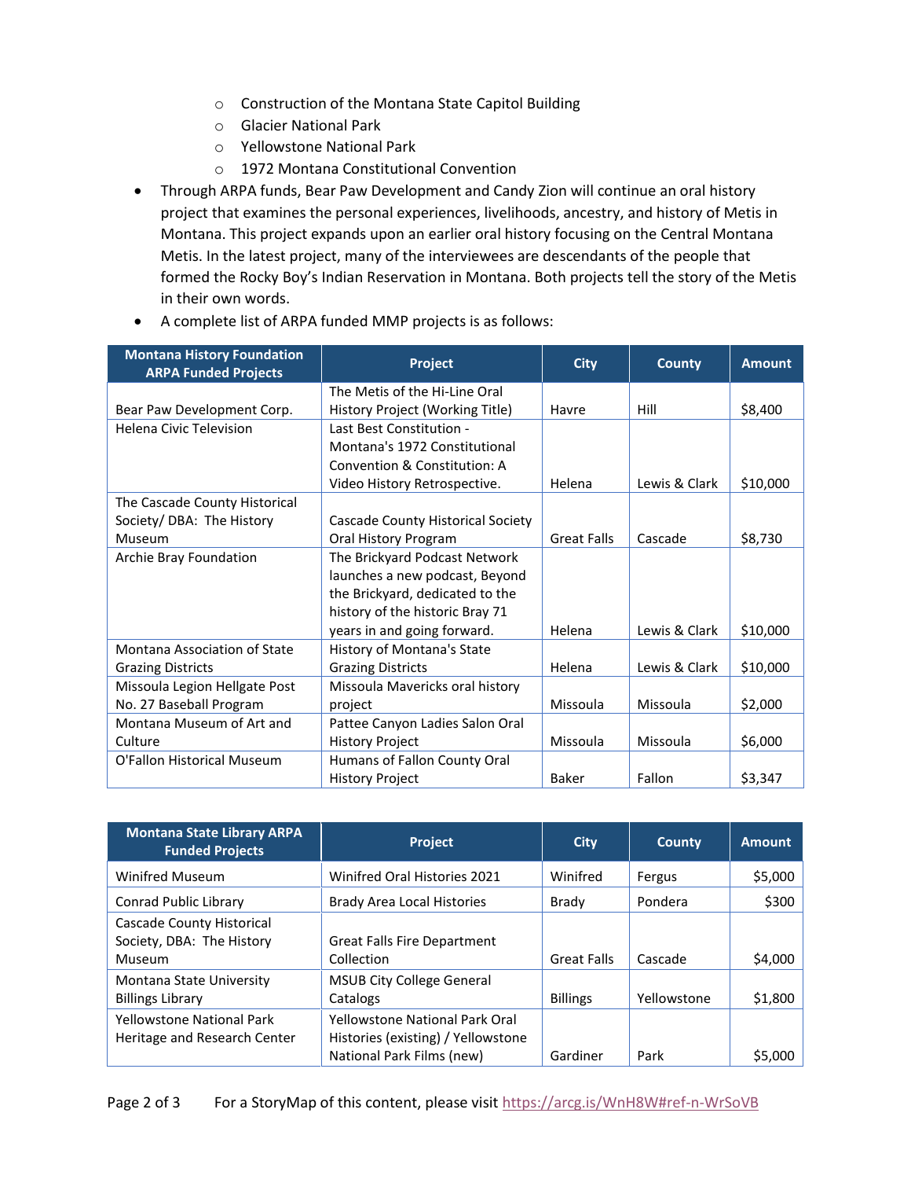- Construction of the Montana State Capitol Building
  - Glacier National Park
  - Yellowstone National Park
  - 1972 Montana Constitutional Convention
- Through ARPA funds, Bear Paw Development and Candy Zion will continue an oral history project that examines the personal experiences, livelihoods, ancestry, and history of Metis in Montana. This project expands upon an earlier oral history focusing on the Central Montana Metis. In the latest project, many of the interviewees are descendants of the people that formed the Rocky Boy's Indian Reservation in Montana. Both projects tell the story of the Metis in their own words.
- A complete list of ARPA funded MMP projects is as follows:

| Montana History Foundation ARPA Funded Projects | Project | City | County | Amount |
|---|---|---|---|---|
| Bear Paw Development Corp. | The Metis of the Hi-Line Oral History Project (Working Title) | Havre | Hill | $8,400 |
| Helena Civic Television | Last Best Constitution - Montana's 1972 Constitutional Convention & Constitution: A Video History Retrospective. | Helena | Lewis & Clark | $10,000 |
| The Cascade County Historical Society/ DBA: The History Museum | Cascade County Historical Society Oral History Program | Great Falls | Cascade | $8,730 |
| Archie Bray Foundation | The Brickyard Podcast Network launches a new podcast, Beyond the Brickyard, dedicated to the history of the historic Bray 71 years in and going forward. | Helena | Lewis & Clark | $10,000 |
| Montana Association of State Grazing Districts | History of Montana's State Grazing Districts | Helena | Lewis & Clark | $10,000 |
| Missoula Legion Hellgate Post No. 27 Baseball Program | Missoula Mavericks oral history project | Missoula | Missoula | $2,000 |
| Montana Museum of Art and Culture | Pattee Canyon Ladies Salon Oral History Project | Missoula | Missoula | $6,000 |
| O'Fallon Historical Museum | Humans of Fallon County Oral History Project | Baker | Fallon | $3,347 |

| Montana State Library ARPA Funded Projects | Project | City | County | Amount |
|---|---|---|---|---|
| Winifred Museum | Winifred Oral Histories 2021 | Winifred | Fergus | $5,000 |
| Conrad Public Library | Brady Area Local Histories | Brady | Pondera | $300 |
| Cascade County Historical Society, DBA: The History Museum | Great Falls Fire Department Collection | Great Falls | Cascade | $4,000 |
| Montana State University Billings Library | MSUB City College General Catalogs | Billings | Yellowstone | $1,800 |
| Yellowstone National Park Heritage and Research Center | Yellowstone National Park Oral Histories (existing) / Yellowstone National Park Films (new) | Gardiner | Park | $5,000 |

For a StoryMap of this content, please visit https://arcg.is/WnH8W#ref-n-WrSoVB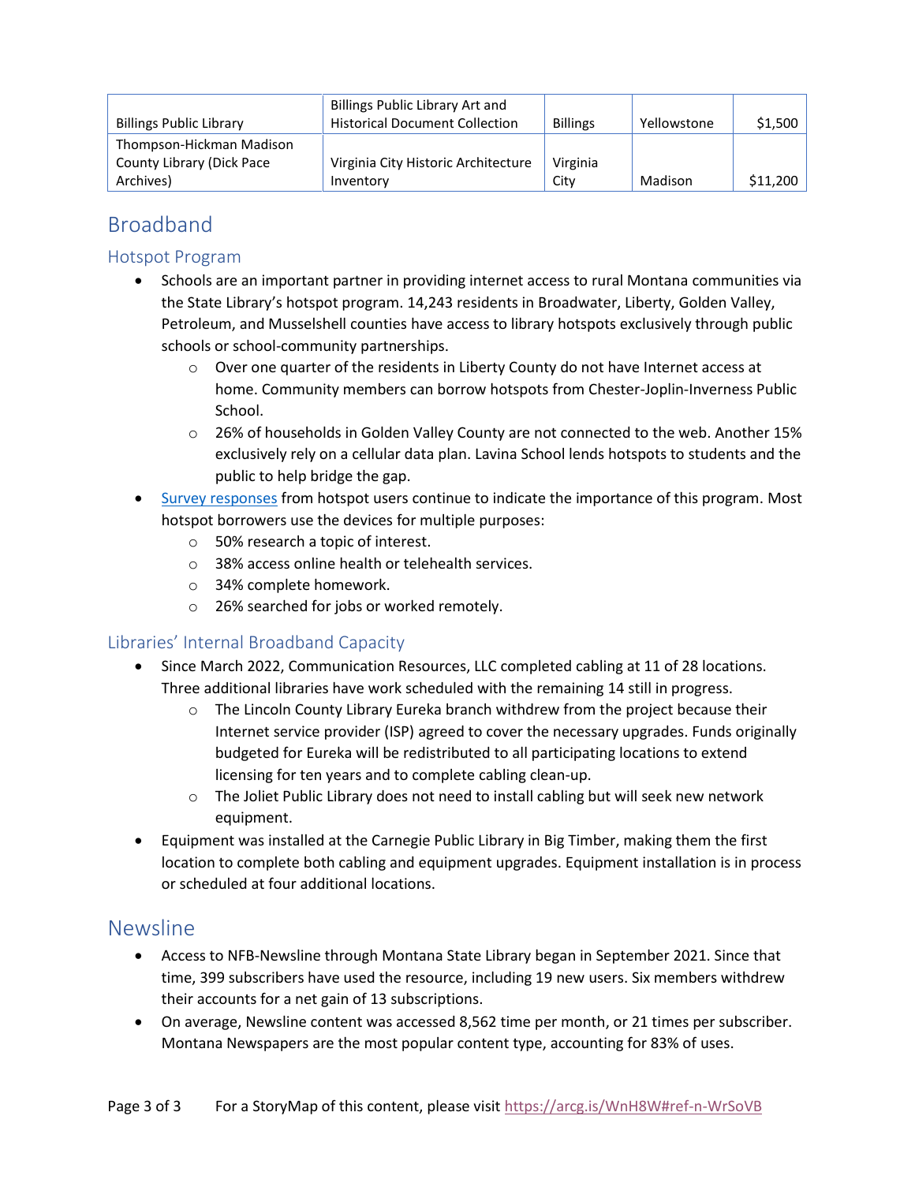| | | | | |
|---|---|---|---|---|
| Billings Public Library | Billings Public Library Art and Historical Document Collection | Billings | Yellowstone | $1,500 |
| Thompson-Hickman Madison County Library (Dick Pace Archives) | Virginia City Historic Architecture Inventory | Virginia City | Madison | $11,200 |

## Broadband

### Hotspot Program

- Schools are an important partner in providing internet access to rural Montana communities via the State Library's hotspot program. 14,243 residents in Broadwater, Liberty, Golden Valley, Petroleum, and Musselshell counties have access to library hotspots exclusively through public schools or school-community partnerships.
  - Over one quarter of the residents in Liberty County do not have Internet access at home. Community members can borrow hotspots from Chester-Joplin-Inverness Public School.
  - 26% of households in Golden Valley County are not connected to the web. Another 15% exclusively rely on a cellular data plan. Lavina School lends hotspots to students and the public to help bridge the gap.
- Survey responses from hotspot users continue to indicate the importance of this program. Most hotspot borrowers use the devices for multiple purposes:
  - 50% research a topic of interest.
  - 38% access online health or telehealth services.
  - 34% complete homework.
  - 26% searched for jobs or worked remotely.

### Libraries' Internal Broadband Capacity

- Since March 2022, Communication Resources, LLC completed cabling at 11 of 28 locations. Three additional libraries have work scheduled with the remaining 14 still in progress.
  - The Lincoln County Library Eureka branch withdrew from the project because their Internet service provider (ISP) agreed to cover the necessary upgrades. Funds originally budgeted for Eureka will be redistributed to all participating locations to extend licensing for ten years and to complete cabling clean-up.
  - The Joliet Public Library does not need to install cabling but will seek new network equipment.
- Equipment was installed at the Carnegie Public Library in Big Timber, making them the first location to complete both cabling and equipment upgrades. Equipment installation is in process or scheduled at four additional locations.

## Newsline

- Access to NFB-Newsline through Montana State Library began in September 2021. Since that time, 399 subscribers have used the resource, including 19 new users. Six members withdrew their accounts for a net gain of 13 subscriptions.
- On average, Newsline content was accessed 8,562 time per month, or 21 times per subscriber. Montana Newspapers are the most popular content type, accounting for 83% of uses.

For a StoryMap of this content, please visit https://arcg.is/WnH8W#ref-n-WrSoVB